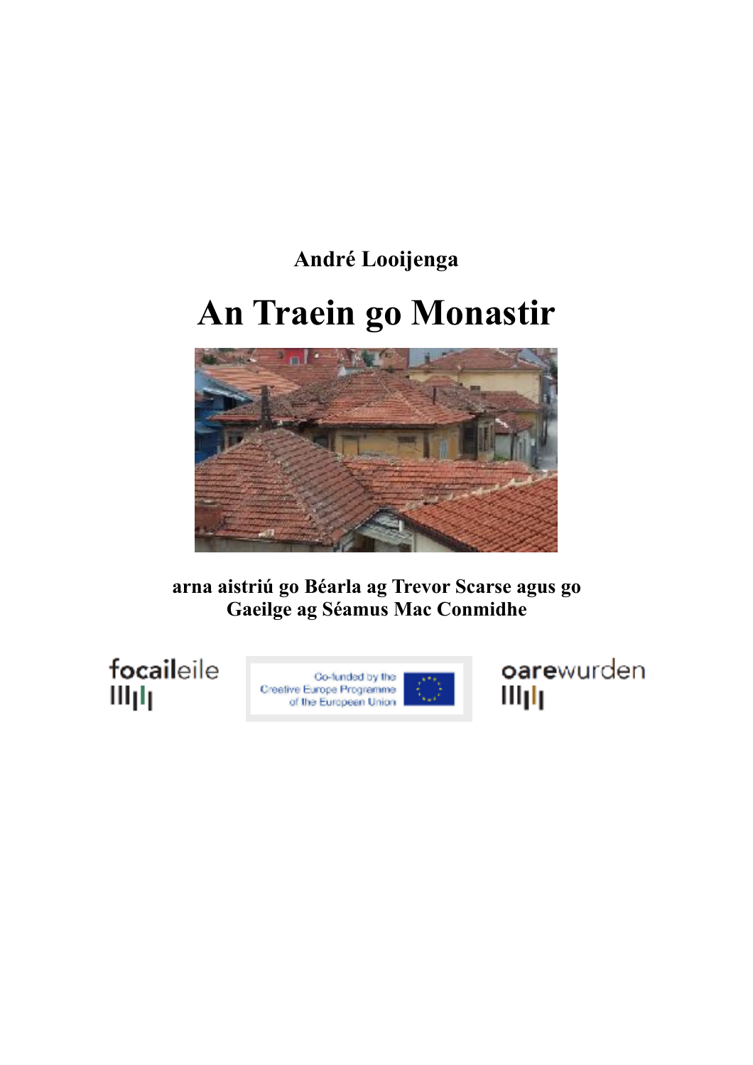**André Looijenga**

# An Traein go Monastir

**arna aistriú go Béarla ag Trevor Scarse agus go Gaeilge ag Séamus Mac Conmidhe**

focaileile

Co-funded by the Creative Europe Programme of the European Union

oarewurden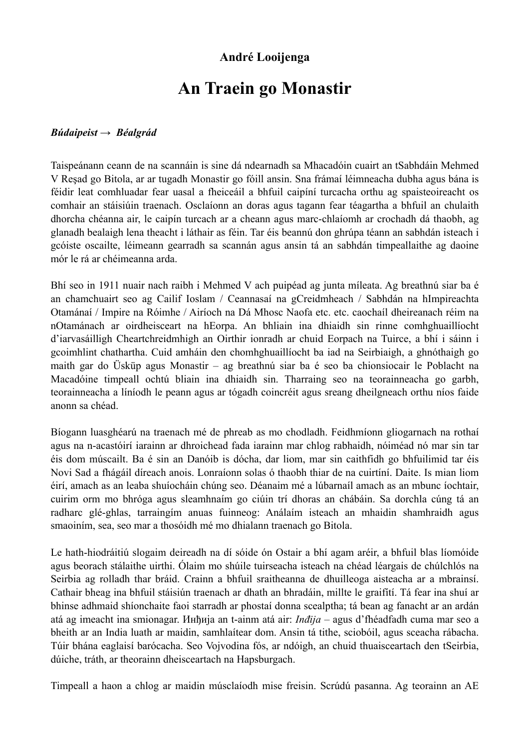**André Looijenga**

# An Traein go Monastir

***Búdaipeist → Béalgrád***

Taispeánann ceann de na scannáin is sine dá ndearnadh sa Mhacadóin cuairt an tSabhdáin Mehmed V Reşad go Bitola, ar ar tugadh Monastir go fóill ansin. Sna frámaí léimneacha dubha agus bána is féidir leat comhluadar fear uasal a fheiceáil a bhfuil caipíní turcacha orthu ag spaisteoireacht os comhair an stáisiúin traenach. Osclaíonn an doras agus tagann fear téagartha a bhfuil an chulaith dhorcha chéanna air, le caipín turcach ar a cheann agus marc-chlaíomh ar crochadh dá thaobh, ag glanadh bealaigh lena theacht i láthair as féin. Tar éis beannú don ghrúpa téann an sabhdán isteach i gcóiste oscailte, léimeann gearradh sa scannán agus ansin tá an sabhdán timpeallaithe ag daoine mór le rá ar chéimeanna arda.

Bhí seo in 1911 nuair nach raibh i Mehmed V ach puipéad ag junta míleata. Ag breathnú siar ba é an chamchuairt seo ag Cailif Ioslam / Ceannasaí na gCreidmheach / Sabhdán na hImpireachta Otamánaí / Impire na Róimhe / Airíoch na Dá Mhosc Naofa etc. etc. caochaíl dheireanach réim na nOtamánach ar oirdheisceart na hEorpa. An bhliain ina dhiaidh sin rinne comhghuaillíocht d'iarvasáilligh Cheartchreidmhigh an Oirthir ionradh ar chuid Eorpach na Tuirce, a bhí i sáinn i gcoimhlint chathartha. Cuid amháin den chomhghuaillíocht ba iad na Seirbiaigh, a ghnóthaigh go maith gar do Üsküp agus Monastir – ag breathnú siar ba é seo ba chionsiocair le Poblacht na Macadóine timpeall ochtú bliain ina dhiaidh sin. Tharraing seo na teorainneacha go garbh, teorainneacha a líníodh le peann agus ar tógadh coincréit agus sreang dheilgneach orthu níos faide anonn sa chéad.

Bíogann luasghéarú na traenach mé de phreab as mo chodladh. Feidhmíonn gliogarnach na rothaí agus na n-acastóirí iarainn ar dhroichead fada iarainn mar chlog rabhaidh, nóiméad nó mar sin tar éis dom múscailt. Ba é sin an Danóib is dócha, dar liom, mar sin caithfidh go bhfuilimid tar éis Novi Sad a fhágáil díreach anois. Lonraíonn solas ó thaobh thiar de na cuirtíní. Daite. Is mian liom éirí, amach as an leaba shuíocháin chúng seo. Déanaim mé a lúbarnaíl amach as an mbunc íochtair, cuirim orm mo bhróga agus sleamhnaím go ciúin trí dhoras an chábáin. Sa dorchla cúng tá an radharc glé-ghlas, tarraingím anuas fuinneog: Análaím isteach an mhaidin shamhraidh agus smaoiním, sea, seo mar a thosóidh mé mo dhialann traenach go Bitola.

Le hath-hiodráitiú slogaim deireadh na dí sóide ón Ostair a bhí agam aréir, a bhfuil blas líomóide agus beorach stálaithe uirthi. Ólaim mo shúile tuirseacha isteach na chéad léargais de chúlchlós na Seirbia ag rolladh thar bráid. Crainn a bhfuil sraitheanna de dhuilleoga aisteacha ar a mbrainsí. Cathair bheag ina bhfuil stáisiún traenach ar dhath an bhradáin, millte le graifítí. Tá fear ina shuí ar bhinse adhmaid shíonchaite faoi starradh ar phostaí donna scealptha; tá bean ag fanacht ar an ardán atá ag imeacht ina smionagar. Инђија an t-ainm atá air: *Inđija* – agus d'fhéadfadh cuma mar seo a bheith ar an India luath ar maidin, samhlaítear dom. Ansin tá tithe, sciobóil, agus sceacha rábacha. Túir bhána eaglaisí barócacha. Seo Vojvodina fós, ar ndóigh, an chuid thuaisceartach den tSeirbia, dúiche, tráth, ar theorainn dheisceartach na Hapsburgach.

Timpeall a haon a chlog ar maidin músclaíodh mise freisin. Scrúdú pasanna. Ag teorainn an AE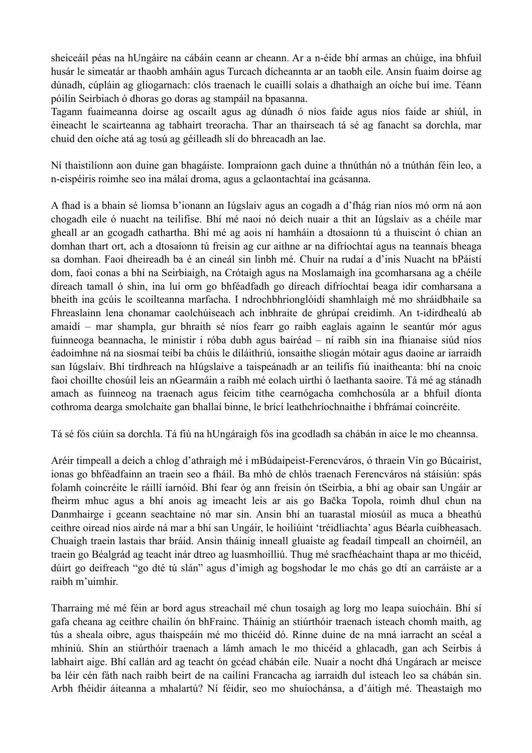sheiceáil péas na hUngáire na cábáin ceann ar cheann. Ar a n-éide bhí armas an chúige, ina bhfuil husár le simeatár ar thaobh amháin agus Turcach dícheannta ar an taobh eile. Ansin fuaim doirse ag dúnadh, cúpláin ag gliogarnach: clós traenach le cuaillí solais a dhathaigh an oíche buí ime. Téann póilín Seirbiach ó dhoras go doras ag stampáil na bpasanna.
Tagann fuaimeanna doirse ag oscailt agus ag dúnadh ó níos faide agus níos faide ar shiúl, in éineacht le scairteanna ag tabhairt treoracha. Thar an thairseach tá sé ag fanacht sa dorchla, mar chuid den oíche atá ag tosú ag géilleadh slí do bhreacadh an lae.

Ní thaistilíonn aon duine gan bhagáiste. Iompraíonn gach duine a thnúthán nó a tnúthán féin leo, a n-eispéiris roimhe seo ina málaí droma, agus a gclaontachtaí ina gcásanna.

A fhad is a bhain sé liomsa b'ionann an Iúgslaiv agus an cogadh a d'fhág rian níos mó orm ná aon chogadh eile ó nuacht na teilifíse. Bhí mé naoi nó deich nuair a thit an Iúgslaiv as a chéile mar gheall ar an gcogadh cathartha. Bhí mé ag aois ní hamháin a dtosaíonn tú a thuiscint ó chian an domhan thart ort, ach a dtosaíonn tú freisin ag cur aithne ar na difríochtaí agus na teannais bheaga sa domhan. Faoi dheireadh ba é an cineál sin linbh mé. Chuir na rudaí a d'inis Nuacht na bPáistí dom, faoi conas a bhí na Seirbiaigh, na Crótaigh agus na Moslamaigh ina gcomharsana ag a chéile díreach tamall ó shin, ina luí orm go bhféadfadh go díreach difríochtaí beaga idir comharsana a bheith ina gcúis le scoilteanna marfacha. I ndrochbhrionglóidí shamhlaigh mé mo shráidbhaile sa Fhreaslainn lena chonamar caolchúiseach ach inbhraite de ghrúpaí creidimh. An t-idirdhealú ab amaidí – mar shampla, gur bhraith sé níos fearr go raibh eaglais againn le seantúr mór agus fuinneoga beannacha, le ministir i róba dubh agus bairéad – ní raibh sin ina fhianaise siúd níos éadoimhne ná na siosmaí teibí ba chúis le díláithriú, ionsaithe sliogán mótair agus daoine ar iarraidh san Iúgslaiv. Bhí tírdhreach na hIúgslaive a taispeánadh ar an teilifís fiú inaitheanta: bhí na cnoic faoi choillte chosúil leis an nGearmáin a raibh mé eolach uirthi ó laethanta saoire. Tá mé ag stánadh amach as fuinneog na traenach agus feicim tithe cearnógacha comhchosúla ar a bhfuil díonta cothroma dearga smolchaite gan bhallaí binne, le brící leathchríochnaithe i bhfrámaí coincréite.

Tá sé fós ciúin sa dorchla. Tá fiú na hUngáraigh fós ina gcodladh sa chábán in aice le mo cheannsa.

Aréir timpeall a deich a chlog d'athraigh mé i mBúdaipeist-Ferencváros, ó thraein Vín go Búcairist, ionas go bhféadfainn an traein seo a fháil. Ba mhó de chlós traenach Ferencváros ná stáisiún: spás folamh coincréite le ráillí iarnóid. Bhí fear óg ann freisin ón tSeirbia, a bhí ag obair san Ungáir ar fheirm mhuc agus a bhí anois ag imeacht leis ar ais go Bačka Topola, roimh dhul chun na Danmhairge i gceann seachtaine nó mar sin. Ansin bhí an tuarastal míosúil as muca a bheathú ceithre oiread níos airde ná mar a bhí san Ungáir, le hoiliúint 'tréidliachta' agus Béarla cuibheasach. Chuaigh traein lastais thar bráid. Ansin tháinig inneall gluaiste ag feadaíl timpeall an choirnéil, an traein go Béalgrád ag teacht inár dtreo ag luasmhoilliú. Thug mé sracfhéachaint thapa ar mo thicéid, dúirt go deifreach "go dté tú slán" agus d'imigh ag bogshodar le mo chás go dtí an carráiste ar a raibh m'uimhir.

Tharraing mé mé féin ar bord agus streachail mé chun tosaigh ag lorg mo leapa suíocháin. Bhí sí gafa cheana ag ceithre chailín ón bhFrainc. Tháinig an stiúrthóir traenach isteach chomh maith, ag tús a sheala oibre, agus thaispeáin mé mo thicéid dó. Rinne duine de na mná iarracht an scéal a mhíniú. Shín an stiúrthóir traenach a lámh amach le mo thicéid a ghlacadh, gan ach Seirbis á labhairt aige. Bhí callán ard ag teacht ón gcéad chábán eile. Nuair a nocht dhá Ungárach ar meisce ba léir cén fáth nach raibh beirt de na cailíní Francacha ag iarraidh dul isteach leo sa chábán sin. Arbh fhéidir áiteanna a mhalartú? Ní féidir, seo mo shuíochánsa, a d'áitigh mé. Theastaigh mo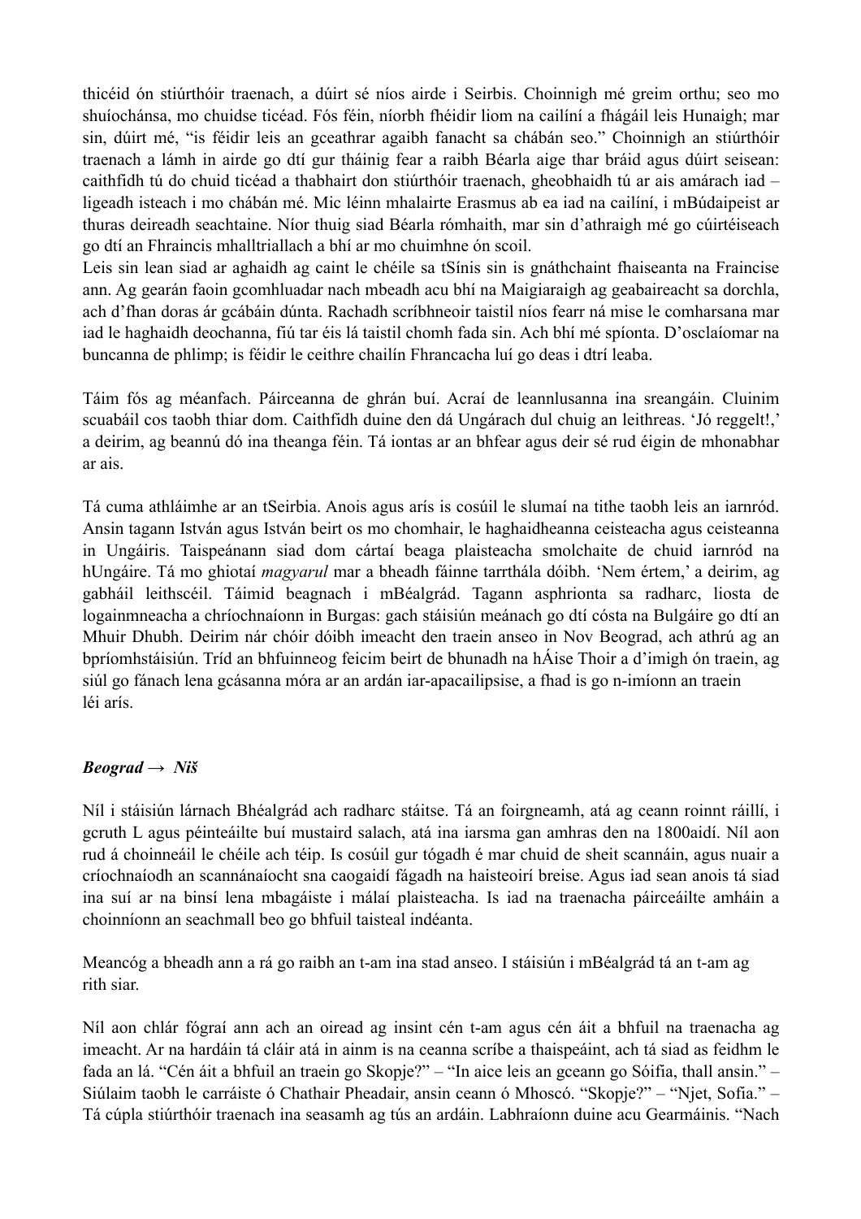thicéid ón stiúrthóir traenach, a dúirt sé níos airde i Seirbis. Choinnigh mé greim orthu; seo mo shuíochánsa, mo chuidse ticéad. Fós féin, níorbh fhéidir liom na cailíní a fhágáil leis Hunaigh; mar sin, dúirt mé, "is féidir leis an gceathrar agaibh fanacht sa chábán seo." Choinnigh an stiúrthóir traenach a lámh in airde go dtí gur tháinig fear a raibh Béarla aige thar bráid agus dúirt seisean: caithfidh tú do chuid ticéad a thabhairt don stiúrthóir traenach, gheobhaidh tú ar ais amárach iad – ligeadh isteach i mo chábán mé. Mic léinn mhalairte Erasmus ab ea iad na cailíní, i mBúdaipeist ar thuras deireadh seachtaine. Níor thuig siad Béarla rómhaith, mar sin d'athraigh mé go cúirtéiseach go dtí an Fhraincis mhalltriallach a bhí ar mo chuimhne ón scoil.
Leis sin lean siad ar aghaidh ag caint le chéile sa tSínis sin is gnáthchaint fhaiseanta na Fraincise ann. Ag gearán faoin gcomhluadar nach mbeadh acu bhí na Maigiaraigh ag geabaireacht sa dorchla, ach d'fhan doras ár gcábáin dúnta. Rachadh scríbhneoir taistil níos fearr ná mise le comharsana mar iad le haghaidh deochanna, fiú tar éis lá taistil chomh fada sin. Ach bhí mé spíonta. D'osclaíomar na buncanna de phlimp; is féidir le ceithre chailín Fhrancacha luí go deas i dtrí leaba.

Táim fós ag méanfach. Páirceanna de ghrán buí. Acraí de leannlusanna ina sreangáin. Cluinim scuabáil cos taobh thiar dom. Caithfidh duine den dá Ungárach dul chuig an leithreas. 'Jó reggelt!,' a deirim, ag beannú dó ina theanga féin. Tá iontas ar an bhfear agus deir sé rud éigin de mhonabhar ar ais.

Tá cuma athláimhe ar an tSeirbia. Anois agus arís is cosúil le slumaí na tithe taobh leis an iarnród. Ansin tagann István agus István beirt os mo chomhair, le haghaidheanna ceisteacha agus ceisteanna in Ungáiris. Taispeánann siad dom cártaí beaga plaisteacha smolchaite de chuid iarnród na hUngáire. Tá mo ghiotaí *magyarul* mar a bheadh fáinne tarrthála dóibh. 'Nem értem,' a deirim, ag gabháil leithscéil. Táimid beagnach i mBéalgrád. Tagann asphrionta sa radharc, liosta de logainmneacha a chríochnaíonn in Burgas: gach stáisiún meánach go dtí cósta na Bulgáire go dtí an Mhuir Dhubh. Deirim nár chóir dóibh imeacht den traein anseo in Nov Beograd, ach athrú ag an bpríomhstáisiún. Tríd an bhfuinneog feicim beirt de bhunadh na hÁise Thoir a d'imigh ón traein, ag siúl go fánach lena gcásanna móra ar an ardán iar-apacailipsise, a fhad is go n-imíonn an traein léi arís.

***Beograd → Niš***

Níl i stáisiún lárnach Bhéalgrád ach radharc stáitse. Tá an foirgneamh, atá ag ceann roinnt ráillí, i gcruth L agus péinteáilte buí mustaird salach, atá ina iarsma gan amhras den na 1800aidí. Níl aon rud á choinneáil le chéile ach téip. Is cosúil gur tógadh é mar chuid de sheit scannáin, agus nuair a críochnaíodh an scannánaíocht sna caogaidí fágadh na haisteoirí breise. Agus iad sean anois tá siad ina suí ar na binsí lena mbagáiste i málaí plaisteacha. Is iad na traenacha páirceáilte amháin a choinníonn an seachmall beo go bhfuil taisteal indéanta.

Meancóg a bheadh ann a rá go raibh an t-am ina stad anseo. I stáisiún i mBéalgrád tá an t-am ag rith siar.

Níl aon chlár fógraí ann ach an oiread ag insint cén t-am agus cén áit a bhfuil na traenacha ag imeacht. Ar na hardáin tá cláir atá in ainm is na ceanna scríbe a thaispeáint, ach tá siad as feidhm le fada an lá. "Cén áit a bhfuil an traein go Skopje?" – "In aice leis an gceann go Sóifia, thall ansin." – Siúlaim taobh le carráiste ó Chathair Pheadair, ansin ceann ó Mhoscó. "Skopje?" – "Njet, Sofia." – Tá cúpla stiúrthóir traenach ina seasamh ag tús an ardáin. Labhraíonn duine acu Gearmáinis. "Nach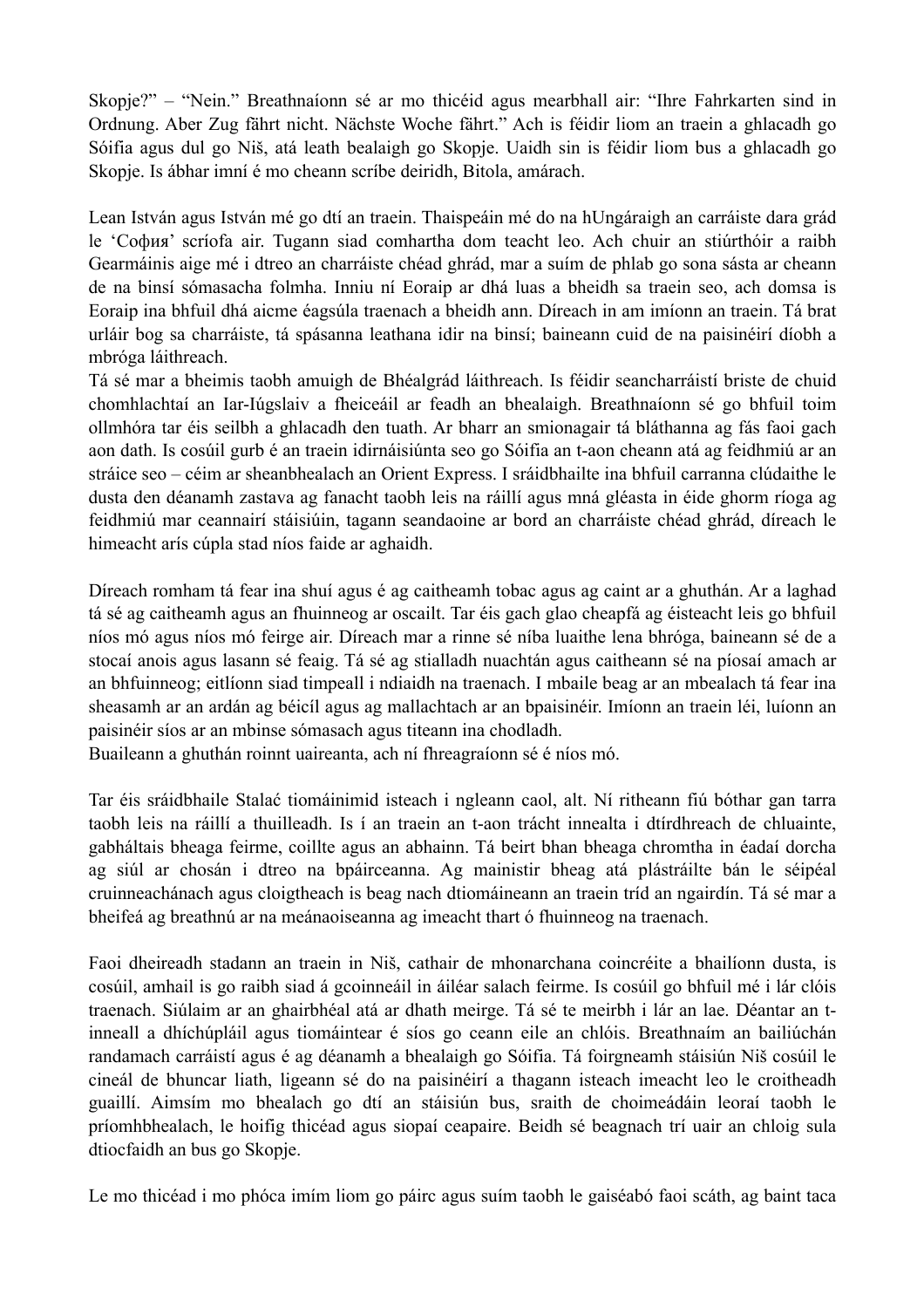Skopje?" – "Nein." Breathnaíonn sé ar mo thicéid agus mearbhall air: "Ihre Fahrkarten sind in Ordnung. Aber Zug fährt nicht. Nächste Woche fährt." Ach is féidir liom an traein a ghlacadh go Sóifia agus dul go Niš, atá leath bealaigh go Skopje. Uaidh sin is féidir liom bus a ghlacadh go Skopje. Is ábhar imní é mo cheann scríbe deiridh, Bitola, amárach.

Lean István agus István mé go dtí an traein. Thaispeáin mé do na hUngáraigh an carráiste dara grád le 'София' scríofa air. Tugann siad comhartha dom teacht leo. Ach chuir an stiúrthóir a raibh Gearmáinis aige mé i dtreo an charráiste chéad ghrád, mar a suím de phlab go sona sásta ar cheann de na binsí sómasacha folmha. Inniu ní Eoraip ar dhá luas a bheidh sa traein seo, ach domsa is Eoraip ina bhfuil dhá aicme éagsúla traenach a bheidh ann. Díreach in am imíonn an traein. Tá brat urláir bog sa charráiste, tá spásanna leathana idir na binsí; baineann cuid de na paisinéirí díobh a mbróga láithreach.
Tá sé mar a bheimis taobh amuigh de Bhéalgrád láithreach. Is féidir seancharráistí briste de chuid chomhlachtaí an Iar-Iúgslaiv a fheiceáil ar feadh an bhealaigh. Breathnaíonn sé go bhfuil toim ollmhóra tar éis seilbh a ghlacadh den tuath. Ar bharr an smionagair tá bláthanna ag fás faoi gach aon dath. Is cosúil gurb é an traein idirnáisiúnta seo go Sóifia an t-aon cheann atá ag feidhmiú ar an stráice seo – céim ar sheanbhealach an Orient Express. I sráidbhailte ina bhfuil carranna clúdaithe le dusta den déanamh zastava ag fanacht taobh leis na ráillí agus mná gléasta in éide ghorm ríoga ag feidhmiú mar ceannairí stáisiúin, tagann seandaoine ar bord an charráiste chéad ghrád, díreach le himeacht arís cúpla stad níos faide ar aghaidh.

Díreach romham tá fear ina shuí agus é ag caitheamh tobac agus ag caint ar a ghuthán. Ar a laghad tá sé ag caitheamh agus an fhuinneog ar oscailt. Tar éis gach glao cheapfá ag éisteacht leis go bhfuil níos mó agus níos mó feirge air. Díreach mar a rinne sé níba luaithe lena bhróga, baineann sé de a stocaí anois agus lasann sé feaig. Tá sé ag stialladh nuachtán agus caitheann sé na píosaí amach ar an bhfuinneog; eitlíonn siad timpeall i ndiaidh na traenach. I mbaile beag ar an mbealach tá fear ina sheasamh ar an ardán ag béicíl agus ag mallachtach ar an bpaisinéir. Imíonn an traein léi, luíonn an paisinéir síos ar an mbinse sómasach agus titeann ina chodladh.
Buaileann a ghuthán roinnt uaireanta, ach ní fhreagraíonn sé é níos mó.

Tar éis sráidbhaile Stalać tiomáinimid isteach i ngleann caol, alt. Ní ritheann fiú bóthar gan tarra taobh leis na ráillí a thuilleadh. Is í an traein an t-aon trácht innealta i dtírdhreach de chluainte, gabháltais bheaga feirme, coillte agus an abhainn. Tá beirt bhan bheaga chromtha in éadaí dorcha ag siúl ar chosán i dtreo na bpáirceanna. Ag mainistir bheag atá plástráilte bán le séipéal cruinneachánach agus cloigtheach is beag nach dtiomáineann an traein tríd an ngairdín. Tá sé mar a bheifeá ag breathnú ar na meánaoiseanna ag imeacht thart ó fhuinneog na traenach.

Faoi dheireadh stadann an traein in Niš, cathair de mhonarchana coincréite a bhailíonn dusta, is cosúil, amhail is go raibh siad á gcoinneáil in áiléar salach feirme. Is cosúil go bhfuil mé i lár clóis traenach. Siúlaim ar an ghairbhéal atá ar dhath meirge. Tá sé te meirbh i lár an lae. Déantar an t-inneall a dhíchúpláil agus tiomáintear é síos go ceann eile an chlóis. Breathnaím an bailiúchán randamach carráistí agus é ag déanamh a bhealaigh go Sóifia. Tá foirgneamh stáisiún Niš cosúil le cineál de bhuncar liath, ligeann sé do na paisinéirí a thagann isteach imeacht leo le croitheadh guaillí. Aimsím mo bhealach go dtí an stáisiún bus, sraith de choimeádáin leoraí taobh le príomhbhealach, le hoifig thicéad agus siopaí ceapaire. Beidh sé beagnach trí uair an chloig sula dtiocfaidh an bus go Skopje.

Le mo thicéad i mo phóca imím liom go páirc agus suím taobh le gaiséabó faoi scáth, ag baint taca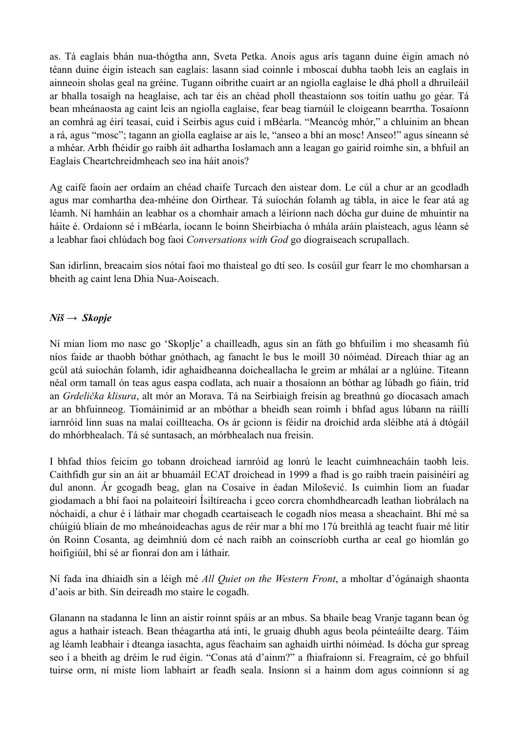as. Tá eaglais bhán nua-thógtha ann, Sveta Petka. Anois agus arís tagann duine éigin amach nó téann duine éigin isteach san eaglais: lasann siad coinnle i mboscaí dubha taobh leis an eaglais in ainneoin sholas geal na gréine. Tugann oibrithe cuairt ar an ngiolla eaglaise le dhá pholl a dhruileáil ar bhalla tosaigh na heaglaise, ach tar éis an chéad pholl theastaíonn sos toitín uathu go géar. Tá bean mheánaosta ag caint leis an ngiolla eaglaise, fear beag tiarnúil le cloigeann bearrtha. Tosaíonn an comhrá ag éirí teasaí, cuid i Seirbis agus cuid i mBéarla. "Meancóg mhór," a chluinim an bhean a rá, agus "mosc"; tagann an giolla eaglaise ar ais le, "anseo a bhí an mosc! Anseo!" agus síneann sé a mhéar. Arbh fhéidir go raibh áit adhartha Ioslamach ann a leagan go gairid roimhe sin, a bhfuil an Eaglais Cheartchreidmheach seo ina háit anois?

Ag caifé faoin aer ordaím an chéad chaife Turcach den aistear dom. Le cúl a chur ar an gcodladh agus mar comhartha dea-mhéine don Oirthear. Tá suíochán folamh ag tábla, in aice le fear atá ag léamh. Ní hamháin an leabhar os a chomhair amach a léiríonn nach dócha gur duine de mhuintir na háite é. Ordaíonn sé i mBéarla, íocann le boinn Sheirbiacha ó mhála aráin plaisteach, agus léann sé a leabhar faoi chlúdach bog faoi *Conversations with God* go díograiseach scrupallach.

San idirlinn, breacaim síos nótaí faoi mo thaisteal go dtí seo. Is cosúil gurr fearr le mo chomharsan a bheith ag caint lena Dhia Nua-Aoiseach.

***Niš → Skopje***

Ní mian liom mo nasc go 'Skoplje' a chailleadh, agus sin an fáth go bhfuilim i mo sheasamh fiú níos faide ar thaobh bóthar gnóthach, ag fanacht le bus le moill 30 nóiméad. Díreach thiar ag an gcúl atá suíochán folamh, idir aghaidheanna doicheallacha le greim ar mhálaí ar a nglúine. Titeann néal orm tamall ón teas agus easpa codlata, ach nuair a thosaíonn an bóthar ag lúbadh go fiáin, tríd an *Grdelička klisura*, alt mór an Morava. Tá na Seirbiaigh freisin ag breathnú go díocasach amach ar an bhfuinneog. Tiomáinimid ar an mbóthar a bheidh sean roimh i bhfad agus lúbann na ráillí iarnróid linn suas na malaí coillteacha. Os ár gcionn is féidir na droichid arda sléibhe atá á dtógáil do mhórbhealach. Tá sé suntasach, an mórbhealach nua freisin.

I bhfad thíos feicim go tobann droichead iarnróid ag lonrú le leacht cuimhneacháin taobh leis. Caithfidh gur sin an áit ar bhuamáil ECAT droichead in 1999 a fhad is go raibh traein paisinéirí ag dul anonn. Ár gcogadh beag, glan na Cosaive in éadan Milošević. Is cuimhin liom an fuadar giodamach a bhí faoi na polaiteoirí Ísiltíreacha i gceo corcra chomhdhearcadh leathan liobrálach na nóchaidí, a chur é i láthair mar chogadh ceartaiseach le cogadh níos measa a sheachaint. Bhí mé sa chúigiú bliain de mo mheánoideachas agus de réir mar a bhí mo 17ú breithlá ag teacht fuair mé litir ón Roinn Cosanta, ag deimhniú dom cé nach raibh an coinscríobh curtha ar ceal go hiomlán go hoifigiúil, bhí sé ar fionraí don am i láthair.

Ní fada ina dhiaidh sin a léigh mé *All Quiet on the Western Front*, a mholtar d'ógánaigh shaonta d'aois ar bith. Sin deireadh mo staire le cogadh.

Glanann na stadanna le linn an aistir roinnt spáis ar an mbus. Sa bhaile beag Vranje tagann bean óg agus a hathair isteach. Bean théagartha atá inti, le gruaig dhubh agus beola péinteáilte dearg. Táim ag léamh leabhair i dteanga iasachta, agus féachaim san aghaidh uirthi nóiméad. Is dócha gur spreag seo í a bheith ag dréim le rud éigin. "Conas atá d'ainm?" a fhiafraíonn sí. Freagraím, cé go bhfuil tuirse orm, ní miste liom labhairt ar feadh seala. Insíonn sí a hainm dom agus coinníonn sí ag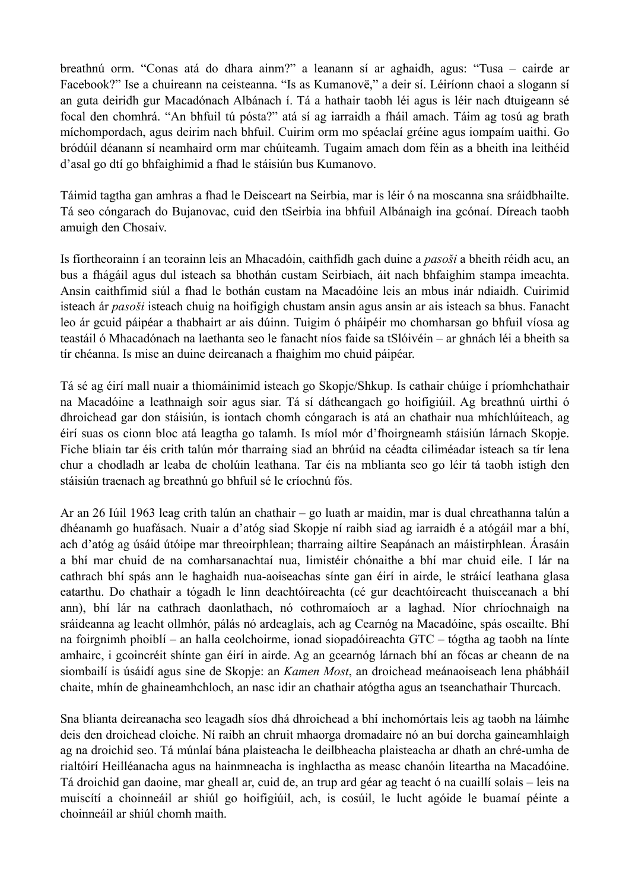breathnú orm. "Conas atá do dhara ainm?" a leanann sí ar aghaidh, agus: "Tusa – cairde ar Facebook?" Ise a chuireann na ceisteanna. "Is as Kumanovë," a deir sí. Léiríonn chaoi a slogann sí an guta deiridh gur Macadónach Albánach í. Tá a hathair taobh léi agus is léir nach dtuigeann sé focal den chomhrá. "An bhfuil tú pósta?" atá sí ag iarraidh a fháil amach. Táim ag tosú ag brath míchompordach, agus deirim nach bhfuil. Cuirim orm mo spéaclaí gréine agus iompaím uaithi. Go bródúil déanann sí neamhaird orm mar chúiteamh. Tugaim amach dom féin as a bheith ina leithéid d'asal go dtí go bhfaighimid a fhad le stáisiún bus Kumanovo.

Táimid tagtha gan amhras a fhad le Deisceart na Seirbia, mar is léir ó na moscanna sna sráidbhailte. Tá seo cóngarach do Bujanovac, cuid den tSeirbia ina bhfuil Albánaigh ina gcónaí. Díreach taobh amuigh den Chosaiv.

Is fíortheorainn í an teorainn leis an Mhacadóin, caithfidh gach duine a *pasoši* a bheith réidh acu, an bus a fhágáil agus dul isteach sa bhothán custam Seirbiach, áit nach bhfaighim stampa imeachta. Ansin caithfimid siúl a fhad le bothán custam na Macadóine leis an mbus inár ndiaidh. Cuirimid isteach ár *pasoši* isteach chuig na hoifigigh chustam ansin agus ansin ar ais isteach sa bhus. Fanacht leo ár gcuid páipéar a thabhairt ar ais dúinn. Tuigim ó pháipéir mo chomharsan go bhfuil víosa ag teastáil ó Mhacadónach na laethanta seo le fanacht níos faide sa tSlóivéin – ar ghnách léi a bheith sa tír chéanna. Is mise an duine deireanach a fhaighim mo chuid páipéar.

Tá sé ag éirí mall nuair a thiomáinimid isteach go Skopje/Shkup. Is cathair chúige í príomhchathair na Macadóine a leathnaigh soir agus siar. Tá sí dátheangach go hoifigiúil. Ag breathnú uirthi ó dhroichead gar don stáisiún, is iontach chomh cóngarach is atá an chathair nua mhíchlúiteach, ag éirí suas os cionn bloc atá leagtha go talamh. Is míol mór d'fhoirgneamh stáisiún lárnach Skopje. Fiche bliain tar éis crith talún mór tharraing siad an bhrúid na céadta ciliméadar isteach sa tír lena chur a chodladh ar leaba de cholúin leathana. Tar éis na mblianta seo go léir tá taobh istigh den stáisiún traenach ag breathnú go bhfuil sé le críochnú fós.

Ar an 26 Iúil 1963 leag crith talún an chathair – go luath ar maidin, mar is dual chreathanna talún a dhéanamh go huafásach. Nuair a d'atóg siad Skopje ní raibh siad ag iarraidh é a atógáil mar a bhí, ach d'atóg ag úsáid útóipe mar threoirphlean; tharraing ailtire Seapánach an máistirphlean. Árasáin a bhí mar chuid de na comharsanachtaí nua, limistéir chónaithe a bhí mar chuid eile. I lár na cathrach bhí spás ann le haghaidh nua-aoiseachas sínte gan éirí in airde, le stráicí leathana glasa eatarthu. Do chathair a tógadh le linn deachtóireachta (cé gur deachtóireacht thuisceanach a bhí ann), bhí lár na cathrach daonlathach, nó cothromaíoch ar a laghad. Níor chríochnaigh na sráideanna ag leacht ollmhór, pálás nó ardeaglais, ach ag Cearnóg na Macadóine, spás oscailte. Bhí na foirgnimh phoiblí – an halla ceolchoirme, ionad siopadóireachta GTC – tógtha ag taobh na línte amhairc, i gcoincréit shínte gan éirí in airde. Ag an gcearnóg lárnach bhí an fócas ar cheann de na siombailí is úsáidí agus sine de Skopje: an *Kamen Most*, an droichead meánaoiseach lena phábháil chaite, mhín de ghaineamhchloch, an nasc idir an chathair atógtha agus an tseanchathair Thurcach.

Sna blianta deireanacha seo leagadh síos dhá dhroichead a bhí inchomórtais leis ag taobh na láimhe deis den droichead cloiche. Ní raibh an chruit mhaorga dromadaire nó an buí dorcha gaineamhlaigh ag na droichid seo. Tá múnlaí bána plaisteacha le deilbheacha plaisteacha ar dhath an chré-umha de rialtóirí Heilléanacha agus na hainmneacha is inghlactha as measc chanóin liteartha na Macadóine. Tá droichid gan daoine, mar gheall ar, cuid de, an trup ard géar ag teacht ó na cuaillí solais – leis na muiscítí a choinneáil ar shiúl go hoifigiúil, ach, is cosúil, le lucht agóide le buamaí péinte a choinneáil ar shiúl chomh maith.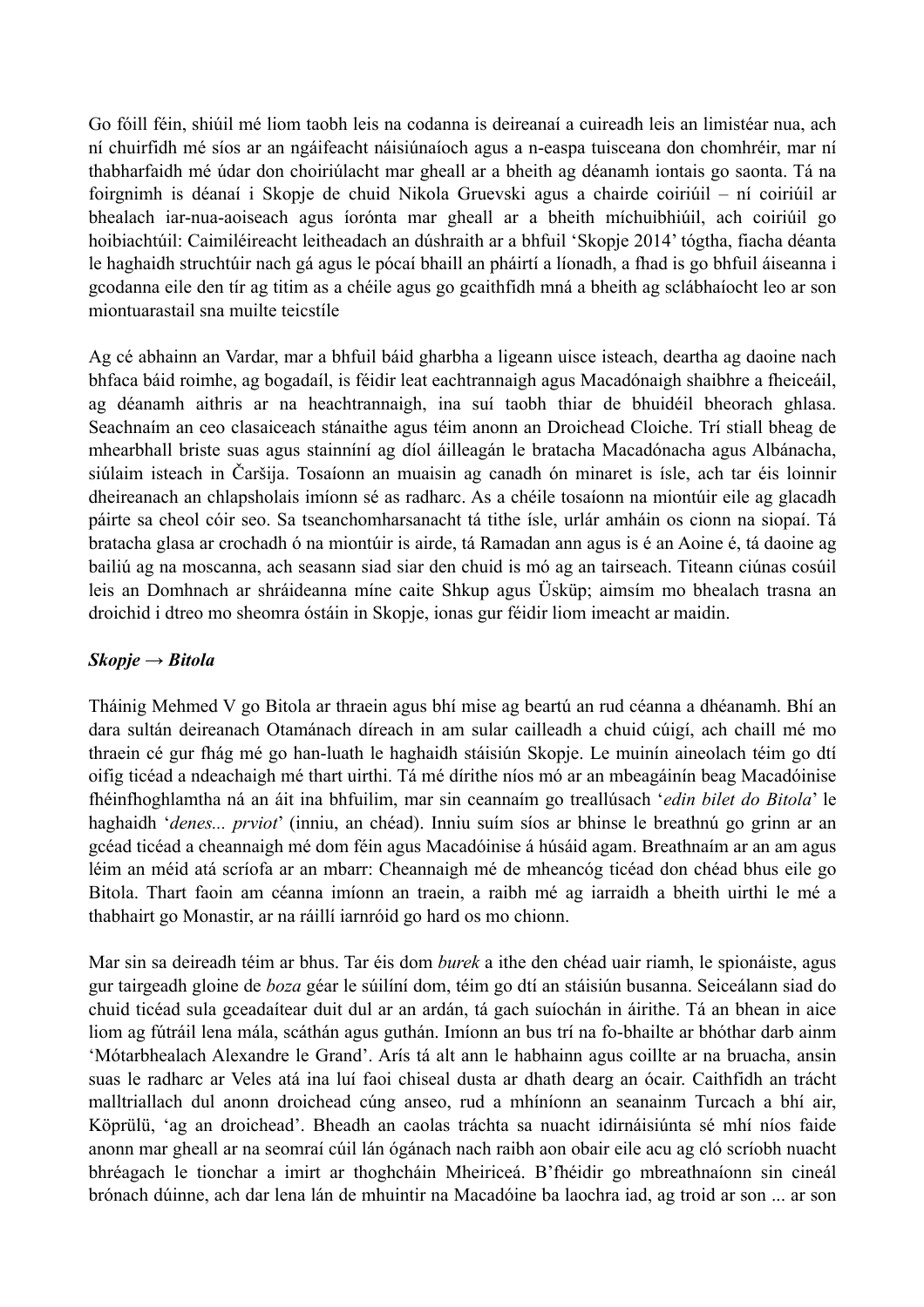Go fóill féin, shiúil mé liom taobh leis na codanna is deireanaí a cuireadh leis an limistéar nua, ach ní chuirfidh mé síos ar an ngáifeacht náisiúnaíoch agus a n-easpa tuisceana don chomhréir, mar ní thabharfaidh mé údar don choiriúlacht mar gheall ar a bheith ag déanamh iontais go saonta. Tá na foirgnimh is déanaí i Skopje de chuid Nikola Gruevski agus a chairde coiriúil – ní coiriúil ar bhealach iar-nua-aoiseach agus íorónta mar gheall ar a bheith míchuibhiúil, ach coiriúil go hoibiachtúil: Caimiléireacht leitheadach an dúshraith ar a bhfuil 'Skopje 2014' tógtha, fiacha déanta le haghaidh struchtúir nach gá agus le pócaí bhaill an pháirtí a líonadh, a fhad is go bhfuil áiseanna i gcodanna eile den tír ag titim as a chéile agus go gcaithfidh mná a bheith ag sclábhaíocht leo ar son miontuarastail sna muilte teicstíle

Ag cé abhainn an Vardar, mar a bhfuil báid gharbha a ligeann uisce isteach, deartha ag daoine nach bhfaca báid roimhe, ag bogadaíl, is féidir leat eachtrannaigh agus Macadónaigh shaibhre a fheiceáil, ag déanamh aithris ar na heachtrannaigh, ina suí taobh thiar de bhuidéil bheorach ghlasa. Seachnaím an ceo clasaiceach stánaithe agus téim anonn an Droichead Cloiche. Trí stiall bheag de mhearbhall briste suas agus stainníní ag díol áilleagán le bratacha Macadónacha agus Albánacha, siúlaim isteach in Čaršija. Tosaíonn an muaisin ag canadh ón minaret is ísle, ach tar éis loinnir dheireanach an chlapsholais imíonn sé as radharc. As a chéile tosaíonn na miontúir eile ag glacadh páirte sa cheol cóir seo. Sa tseanchomharsanacht tá tithe ísle, urlár amháin os cionn na siopaí. Tá bratacha glasa ar crochadh ó na miontúir is airde, tá Ramadan ann agus is é an Aoine é, tá daoine ag bailiú ag na moscanna, ach seasann siad siar den chuid is mó ag an tairseach. Titeann ciúnas cosúil leis an Domhnach ar shráideanna míne caite Shkup agus Üsküp; aimsím mo bhealach trasna an droichid i dtreo mo sheomra óstáin in Skopje, ionas gur féidir liom imeacht ar maidin.

***Skopje → Bitola***

Tháinig Mehmed V go Bitola ar thraein agus bhí mise ag beartú an rud céanna a dhéanamh. Bhí an dara sultán deireanach Otamánach díreach in am sular cailleadh a chuid cúigí, ach chaill mé mo thraein cé gur fhág mé go han-luath le haghaidh stáisiún Skopje. Le muinín aineolach téim go dtí oifig ticéad a ndeachaigh mé thart uirthi. Tá mé dírithe níos mó ar an mbeagáinín beag Macadóinise fhéinfhoghlamtha ná an áit ina bhfuilim, mar sin ceannaím go treallúsach '*edin bilet do Bitola*' le haghaidh '*denes... prviot*' (inniu, an chéad). Inniu suím síos ar bhinse le breathnú go grinn ar an gcéad ticéad a cheannaigh mé dom féin agus Macadóinise á húsáid agam. Breathnaím ar an am agus léim an méid atá scríofa ar an mbarr: Cheannaigh mé de mheancóg ticéad don chéad bhus eile go Bitola. Thart faoin am céanna imíonn an traein, a raibh mé ag iarraidh a bheith uirthi le mé a thabhairt go Monastir, ar na ráillí iarnróid go hard os mo chionn.

Mar sin sa deireadh téim ar bhus. Tar éis dom *burek* a ithe den chéad uair riamh, le spionáiste, agus gur tairgeadh gloine de *boza* géar le súilíní dom, téim go dtí an stáisiún busanna. Seiceálann siad do chuid ticéad sula gceadaítear duit dul ar an ardán, tá gach suíochán in áirithe. Tá an bhean in aice liom ag fútráil lena mála, scáthán agus guthán. Imíonn an bus trí na fo-bhailte ar bhóthar darb ainm 'Mótarbhealach Alexandre le Grand'. Arís tá alt ann le habhainn agus coillte ar na bruacha, ansin suas le radharc ar Veles atá ina luí faoi chiseal dusta ar dhath dearg an ócair. Caithfidh an trácht malltriallach dul anonn droichead cúng anseo, rud a mhíníonn an seanainm Turcach a bhí air, Köprülü, 'ag an droichead'. Bheadh an caolas tráchta sa nuacht idirnáisiúnta sé mhí níos faide anonn mar gheall ar na seomraí cúil lán ógánach nach raibh aon obair eile acu ag cló scríobh nuacht bhréagach le tionchar a imirt ar thoghcháin Mheiriceá. B'fhéidir go mbreathnaíonn sin cineál brónach dúinne, ach dar lena lán de mhuintir na Macadóine ba laochra iad, ag troid ar son ... ar son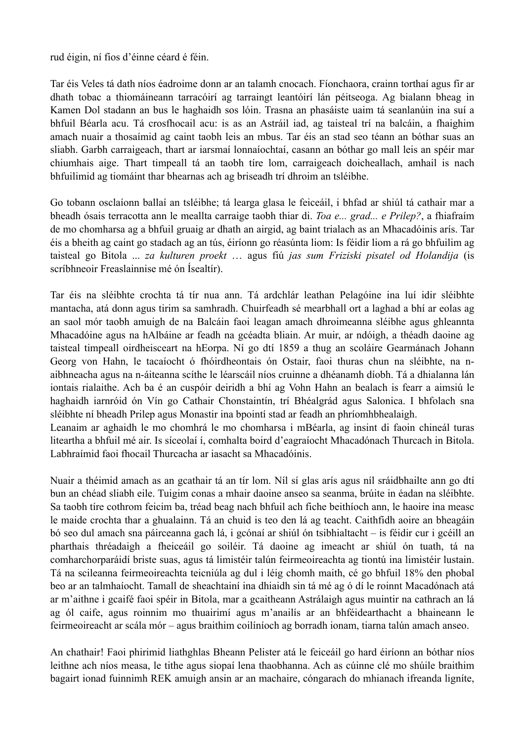rud éigin, ní fios d'éinne céard é féin.

Tar éis Veles tá dath níos éadroime donn ar an talamh cnocach. Fíonchaora, crainn torthaí agus fir ar dhath tobac a thiomáineann tarracóirí ag tarraingt leantóirí lán péitseoga. Ag bialann bheag in Kamen Dol stadann an bus le haghaidh sos lóin. Trasna an phasáiste uaim tá seanlanúin ina suí a bhfuil Béarla acu. Tá crosfhocail acu: is as an Astráil iad, ag taisteal trí na balcáin, a fhaighim amach nuair a thosaímid ag caint taobh leis an mbus. Tar éis an stad seo téann an bóthar suas an sliabh. Garbh carraigeach, thart ar iarsmaí lonnaíochtaí, casann an bóthar go mall leis an spéir mar chiumhais aige. Thart timpeall tá an taobh tíre lom, carraigeach doicheallach, amhail is nach bhfuilimid ag tiomáint thar bhearnas ach ag briseadh trí dhroim an tsléibhe.

Go tobann osclaíonn ballaí an tsléibhe; tá learga glasa le feiceáil, i bhfad ar shiúl tá cathair mar a bheadh ósais terracotta ann le meallta carraige taobh thiar di. *Toa e... grad... e Prilep?*, a fhiafraím de mo chomharsa ag a bhfuil gruaig ar dhath an airgid, ag baint trialach as an Mhacadóinis arís. Tar éis a bheith ag caint go stadach ag an tús, éiríonn go réasúnta liom: Is féidir liom a rá go bhfuilim ag taisteal go Bitola ... *za kulturen proekt* … agus fiú *jas sum Friziski pisatel od Holandija* (is scríbhneoir Freaslainnise mé ón Ísealtír).

Tar éis na sléibhte crochta tá tír nua ann. Tá ardchlár leathan Pelagóine ina luí idir sléibhte mantacha, atá donn agus tirim sa samhradh. Chuirfeadh sé mearbhall ort a laghad a bhí ar eolas ag an saol mór taobh amuigh de na Balcáin faoi leagan amach dhroimeanna sléibhe agus ghleannta Mhacadóine agus na hAlbáine ar feadh na gcéadta bliain. Ar muir, ar ndóigh, a théadh daoine ag taisteal timpeall oirdheisceart na hEorpa. Ní go dtí 1859 a thug an scoláire Gearmánach Johann Georg von Hahn, le tacaíocht ó fhóirdheontais ón Ostair, faoi thuras chun na sléibhte, na n-aibhneacha agus na n-áiteanna scíthe le léarscáil níos cruinne a dhéanamh díobh. Tá a dhialanna lán iontais rialaithe. Ach ba é an cuspóir deiridh a bhí ag Vohn Hahn an bealach is fearr a aimsiú le haghaidh iarnróid ón Vín go Cathair Chonstaintín, trí Bhéalgrád agus Salonica. I bhfolach sna sléibhte ní bheadh Prilep agus Monastir ina bpointí stad ar feadh an phríomhbhealaigh.
Leanaim ar aghaidh le mo chomhrá le mo chomharsa i mBéarla, ag insint di faoin chineál turas liteartha a bhfuil mé air. Is síceolaí í, comhalta boird d'eagraíocht Mhacadónach Thurcach in Bitola. Labhraímid faoi fhocail Thurcacha ar iasacht sa Mhacadóinis.

Nuair a théimid amach as an gcathair tá an tír lom. Níl sí glas arís agus níl sráidbhailte ann go dtí bun an chéad sliabh eile. Tuigim conas a mhair daoine anseo sa seanma, brúite in éadan na sléibhte. Sa taobh tíre cothrom feicim ba, tréad beag nach bhfuil ach fiche beithíoch ann, le haoire ina measc le maide crochta thar a ghualainn. Tá an chuid is teo den lá ag teacht. Caithfidh aoire an bheagáin bó seo dul amach sna páirceanna gach lá, i gcónaí ar shiúl ón tsibhialtacht – is féidir cur i gcéill an pharthais thréadaigh a fheiceáil go soiléir. Tá daoine ag imeacht ar shiúl ón tuath, tá na comharchorparáidí briste suas, agus tá limistéir talún feirmeoireachta ag tiontú ina limistéir lustain. Tá na scileanna feirmeoireachta teicniúla ag dul i léig chomh maith, cé go bhfuil 18% den phobal beo ar an talmhaíocht. Tamall de sheachtainí ina dhiaidh sin tá mé ag ó dí le roinnt Macadónach atá ar m'aithne i gcaifé faoi spéir in Bitola, mar a gcaitheann Astrálaigh agus muintir na cathrach an lá ag ól caife, agus roinnim mo thuairimí agus m'anailís ar an bhféidearthacht a bhaineann le feirmeoireacht ar scála mór – agus braithim coilíníoch ag borradh ionam, tiarna talún amach anseo.

An chathair! Faoi phirimid liathghlas Bheann Pelister atá le feiceáil go hard éiríonn an bóthar níos leithne ach níos measa, le tithe agus siopaí lena thaobhanna. Ach as cúinne clé mo shúile braithim bagairt ionad fuinnimh REK amuigh ansin ar an machaire, cóngarach do mhianach ifreanda lignite,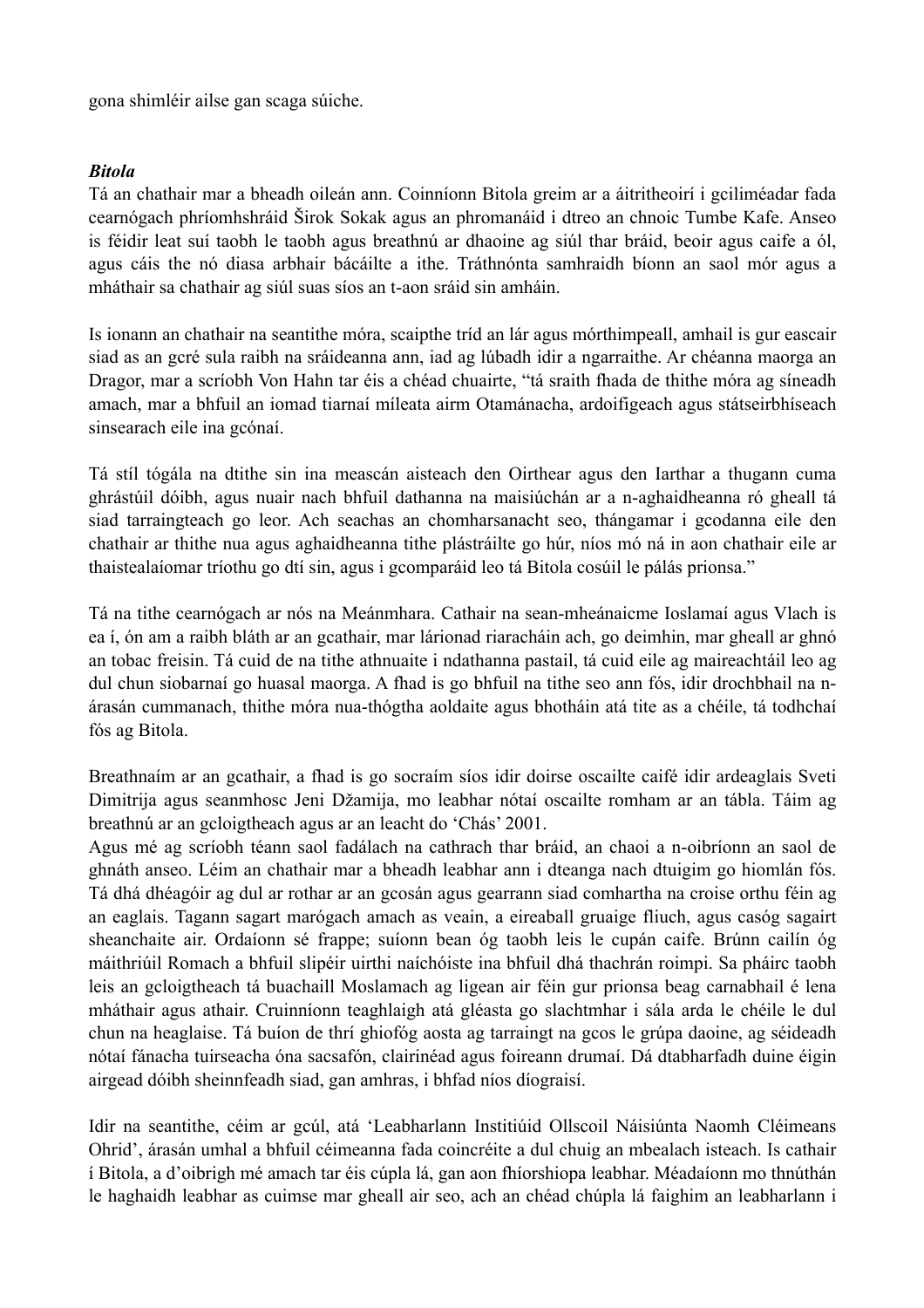gona shimléir ailse gan scaga súiche.

***Bitola***

Tá an chathair mar a bheadh oileán ann. Coinníonn Bitola greim ar a áitritheoirí i gciliméadar fada cearnógach phríomhshráid Širok Sokak agus an phromanáid i dtreo an chnoic Tumbe Kafe. Anseo is féidir leat suí taobh le taobh agus breathnú ar dhaoine ag siúl thar bráid, beoir agus caife a ól, agus cáis the nó diasa arbhair bácáilte a ithe. Tráthnónta samhraidh bíonn an saol mór agus a mháthair sa chathair ag siúl suas síos an t-aon sráid sin amháin.

Is ionann an chathair na seantithe móra, scaipthe tríd an lár agus mórthimpeall, amhail is gur eascair siad as an gcré sula raibh na sráideanna ann, iad ag lúbadh idir a ngarraithe. Ar chéanna maorga an Dragor, mar a scríobh Von Hahn tar éis a chéad chuairte, "tá sraith fhada de thithe móra ag síneadh amach, mar a bhfuil an iomad tiarnaí míleata airm Otamánacha, ardoifigeach agus státseirbhíseach sinsearach eile ina gcónaí.

Tá stíl tógála na dtithe sin ina meascán aisteach den Oirthear agus den Iarthar a thugann cuma ghrástúil dóibh, agus nuair nach bhfuil dathanna na maisiúchán ar a n-aghaidheanna ró gheall tá siad tarraingteach go leor. Ach seachas an chomharsanacht seo, thángamar i gcodanna eile den chathair ar thithe nua agus aghaidheanna tithe plástráilte go húr, níos mó ná in aon chathair eile ar thaistealaíomar tríothu go dtí sin, agus i gcomparáid leo tá Bitola cosúil le pálás prionsa."

Tá na tithe cearnógach ar nós na Meánmhara. Cathair na sean-mheánaicme Ioslamaí agus Vlach is ea í, ón am a raibh bláth ar an gcathair, mar lárionad riaracháin ach, go deimhin, mar gheall ar ghnó an tobac freisin. Tá cuid de na tithe athnuaite i ndathanna pastail, tá cuid eile ag maireachtáil leo ag dul chun siobarnaí go huasal maorga. A fhad is go bhfuil na tithe seo ann fós, idir drochbhail na n-árasán cummanach, thithe móra nua-thógtha aoldaite agus bhotháin atá tite as a chéile, tá todhchaí fós ag Bitola.

Breathnaím ar an gcathair, a fhad is go socraím síos idir doirse oscailte caifé idir ardeaglais Sveti Dimitrija agus seanmhosc Jeni Džamija, mo leabhar nótaí oscailte romham ar an tábla. Táim ag breathnú ar an gcloigtheach agus ar an leacht do 'Chás' 2001.
Agus mé ag scríobh téann saol fadálach na cathrach thar bráid, an chaoi a n-oibríonn an saol de ghnáth anseo. Léim an chathair mar a bheadh leabhar ann i dteanga nach dtuigim go hiomlán fós. Tá dhá dhéagóir ag dul ar rothar ar an gcosán agus gearrann siad comhartha na croise orthu féin ag an eaglais. Tagann sagart marógach amach as veain, a eireaball gruaige fliuch, agus casóg sagairt sheanchaite air. Ordaíonn sé frappe; suíonn bean óg taobh leis le cupán caife. Brúnn cailín óg máithriúil Romach a bhfuil slipéir uirthi naíchóiste ina bhfuil dhá thachrán roimpi. Sa pháirc taobh leis an gcloigtheach tá buachaill Moslamach ag ligean air féin gur prionsa beag carnabhail é lena mháthair agus athair. Cruinníonn teaghlaigh atá gléasta go slachtmhar i sála arda le chéile le dul chun na heaglaise. Tá buíon de thrí ghiofóg aosta ag tarraingt na gcos le grúpa daoine, ag séideadh nótaí fánacha tuirseacha óna sacsafón, clairinéad agus foireann drumaí. Dá dtabharfadh duine éigin airgead dóibh sheinnfeadh siad, gan amhras, i bhfad níos díograisí.

Idir na seantithe, céim ar gcúl, atá 'Leabharlann Institiúid Ollscoil Náisiúnta Naomh Cléimeans Ohrid', árasán umhal a bhfuil céimeanna fada coincréite a dul chuig an mbealach isteach. Is cathair í Bitola, a d'oibrigh mé amach tar éis cúpla lá, gan aon fhíorshiopa leabhar. Méadaíonn mo thnúthán le haghaidh leabhar as cuimse mar gheall air seo, ach an chéad chúpla lá faighim an leabharlann i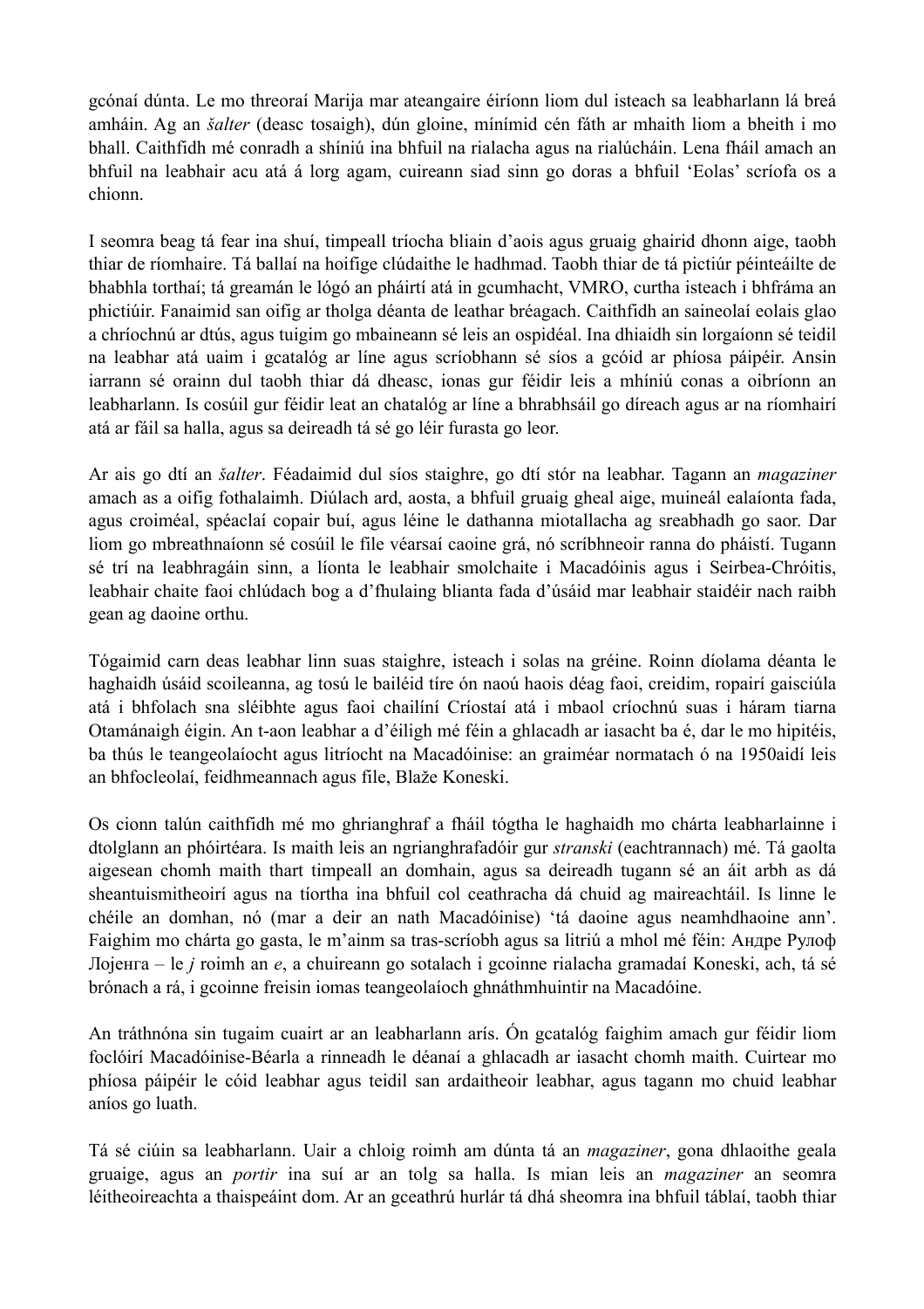gcónaí dúnta. Le mo threoraí Marija mar ateangaire éiríonn liom dul isteach sa leabharlann lá breá amháin. Ag an *šalter* (deasc tosaigh), dún gloine, mínímid cén fáth ar mhaith liom a bheith i mo bhall. Caithfidh mé conradh a shíniú ina bhfuil na rialacha agus na rialúcháin. Lena fháil amach an bhfuil na leabhair acu atá á lorg agam, cuireann siad sinn go doras a bhfuil 'Eolas' scríofa os a chionn.

I seomra beag tá fear ina shuí, timpeall tríocha bliain d'aois agus gruaig ghairid dhonn aige, taobh thiar de ríomhaire. Tá ballaí na hoifige clúdaithe le hadhmad. Taobh thiar de tá pictiúr péinteáilte de bhabhla torthaí; tá greamán le lógó an pháirtí atá in gcumhacht, VMRO, curtha isteach i bhfráma an phictiúir. Fanaimid san oifig ar tholga déanta de leathar bréagach. Caithfidh an saineolaí eolais glao a chríochnú ar dtús, agus tuigim go mbaineann sé leis an ospidéal. Ina dhiaidh sin lorgaíonn sé teidil na leabhar atá uaim i gcatalóg ar líne agus scríobhann sé síos a gcóid ar phíosa páipéir. Ansin iarrann sé orainn dul taobh thiar dá dheasc, ionas gur féidir leis a mhíniú conas a oibríonn an leabharlann. Is cosúil gur féidir leat an chatalóg ar líne a bhrabhsáil go díreach agus ar na ríomhairí atá ar fáil sa halla, agus sa deireadh tá sé go léir furasta go leor.

Ar ais go dtí an *šalter*. Féadaimid dul síos staighre, go dtí stór na leabhar. Tagann an *magaziner* amach as a oifig fothalaimh. Diúlach ard, aosta, a bhfuil gruaig gheal aige, muineál ealaíonta fada, agus croiméal, spéaclaí copair buí, agus léine le dathanna miotallacha ag sreabhadh go saor. Dar liom go mbreathnaíonn sé cosúil le file véarsaí caoine grá, nó scríbhneoir ranna do pháistí. Tugann sé trí na leabhragáin sinn, a líonta le leabhair smolchaite i Macadóinis agus i Seirbea-Chróitis, leabhair chaite faoi chlúdach bog a d'fhulaing blianta fada d'úsáid mar leabhair staidéir nach raibh gean ag daoine orthu.

Tógaimid carn deas leabhar linn suas staighre, isteach i solas na gréine. Roinn díolama déanta le haghaidh úsáid scoileanna, ag tosú le bailéid tíre ón naoú haois déag faoi, creidim, ropairí gaisciúla atá i bhfolach sna sléibhte agus faoi chailíní Críostaí atá i mbaol críochnú suas i háram tiarna Otamánaigh éigin. An t-aon leabhar a d'éiligh mé féin a ghlacadh ar iasacht ba é, dar le mo hipitéis, ba thús le teangeolaíocht agus litríocht na Macadóinise: an graiméar normatach ó na 1950aidí leis an bhfocleolaí, feidhmeannach agus file, Blaže Koneski.

Os cionn talún caithfidh mé mo ghrianghraf a fháil tógtha le haghaidh mo chárta leabharlainne i dtolglann an phóirtéara. Is maith leis an ngrianghrafadóir gur *stranski* (eachtrannach) mé. Tá gaolta aigesean chomh maith thart timpeall an domhain, agus sa deireadh tugann sé an áit arbh as dá sheantuismitheoirí agus na tíortha ina bhfuil col ceathracha dá chuid ag maireachtáil. Is linne le chéile an domhan, nó (mar a deir an nath Macadóinise) 'tá daoine agus neamhdhaoine ann'. Faighim mo chárta go gasta, le m'ainm sa tras-scríobh agus sa litriú a mhol mé féin: Андре Рулоф Лојенга – le *j* roimh an *e*, a chuireann go sotalach i gcoinne rialacha gramadaí Koneski, ach, tá sé brónach a rá, i gcoinne freisin iomas teangeolaíoch ghnáthmhuintir na Macadóine.

An tráthnóna sin tugaim cuairt ar an leabharlann arís. Ón gcatalóg faighim amach gur féidir liom foclóirí Macadóinise-Béarla a rinneadh le déanaí a ghlacadh ar iasacht chomh maith. Cuirtear mo phíosa páipéir le cóid leabhar agus teidil san ardaitheoir leabhar, agus tagann mo chuid leabhar aníos go luath.

Tá sé ciúin sa leabharlann. Uair a chloig roimh am dúnta tá an *magaziner*, gona dhlaoithe geala gruaige, agus an *portir* ina suí ar an tolg sa halla. Is mian leis an *magaziner* an seomra léitheoireachta a thaispeáint dom. Ar an gceathrú hurlár tá dhá sheomra ina bhfuil táblaí, taobh thiar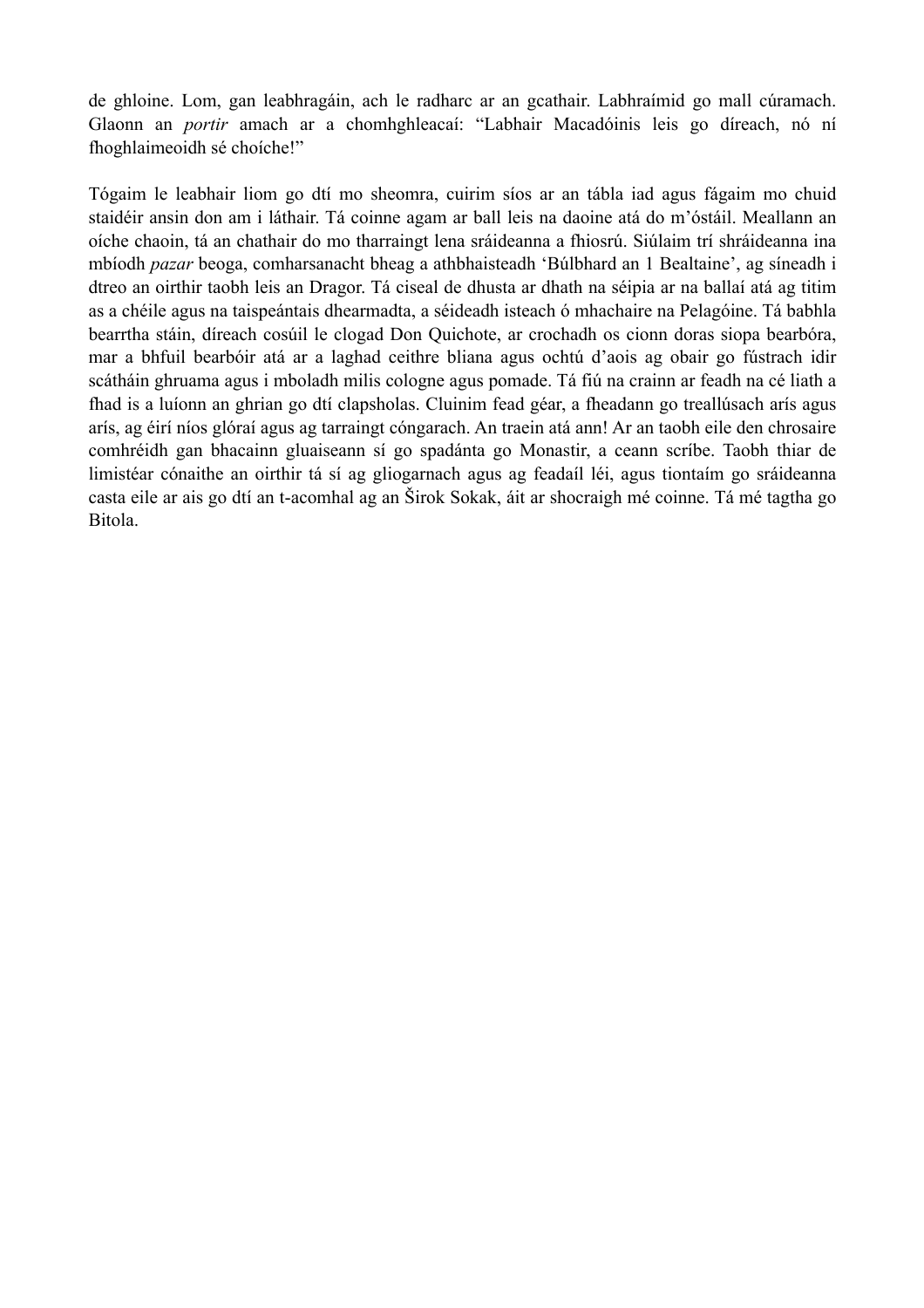de ghloine. Lom, gan leabhragáin, ach le radharc ar an gcathair. Labhraímid go mall cúramach. Glaonn an *portir* amach ar a chomhghleacaí: "Labhair Macadóinis leis go díreach, nó ní fhoghlaimeoidh sé choíche!"

Tógaim le leabhair liom go dtí mo sheomra, cuirim síos ar an tábla iad agus fágaim mo chuid staidéir ansin don am i láthair. Tá coinne agam ar ball leis na daoine atá do m'óstáil. Meallann an oíche chaoin, tá an chathair do mo tharraingt lena sráideanna a fhiosrú. Siúlaim trí shráideanna ina mbíodh *pazar* beoga, comharsanacht bheag a athbhaisteadh 'Búlbhard an 1 Bealtaine', ag síneadh i dtreo an oirthir taobh leis an Dragor. Tá ciseal de dhusta ar dhath na séipia ar na ballaí atá ag titim as a chéile agus na taispeántais dhearmadta, a séideadh isteach ó mhachaire na Pelagóine. Tá babhla bearrtha stáin, díreach cosúil le clogad Don Quichote, ar crochadh os cionn doras siopa bearbóra, mar a bhfuil bearbóir atá ar a laghad ceithre bliana agus ochtú d'aois ag obair go fústrach idir scátháin ghruama agus i mboladh milis cologne agus pomade. Tá fiú na crainn ar feadh na cé liath a fhad is a luíonn an ghrian go dtí clapsholas. Cluinim fead géar, a fheadann go treallúsach arís agus arís, ag éirí níos glóraí agus ag tarraingt cóngarach. An traein atá ann! Ar an taobh eile den chrosaire comhréidh gan bhacainn gluaiseann sí go spadánta go Monastir, a ceann scríbe. Taobh thiar de limistéar cónaithe an oirthir tá sí ag gliogarnach agus ag feadaíl léi, agus tiontaím go sráideanna casta eile ar ais go dtí an t-acomhal ag an Širok Sokak, áit ar shocraigh mé coinne. Tá mé tagtha go Bitola.